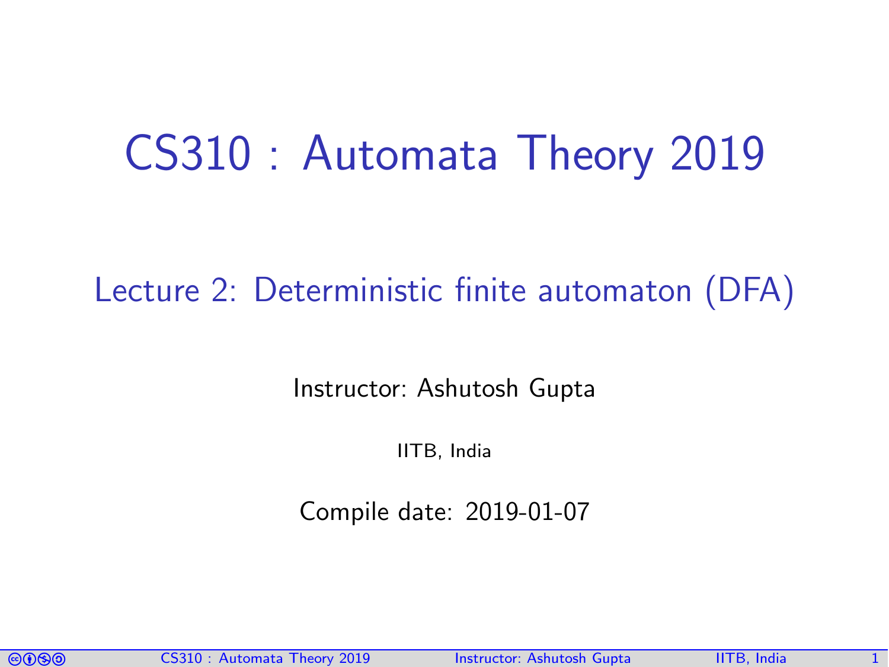# CS310 : Automata Theory 2019

## Lecture 2: Deterministic finite automaton (DFA)

Instructor: Ashutosh Gupta

IITB, India

Compile date: 2019-01-07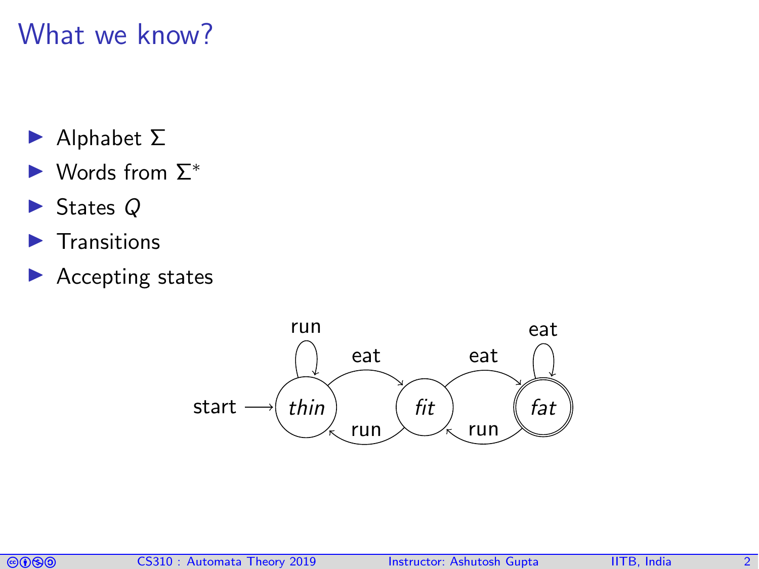# What we know?

- Alphabet $\Sigma$
- Words from $\Sigma^*$
- States $Q$
- Transitions
- Accepting states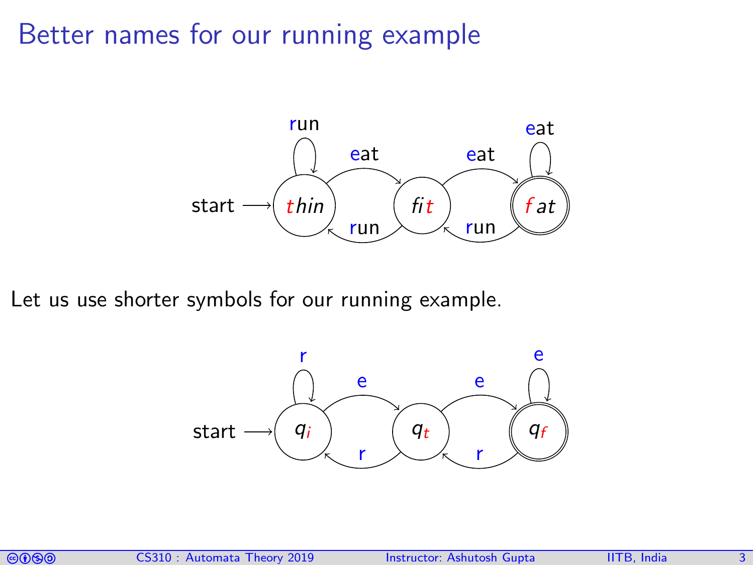# Better names for our running example

Let us use shorter symbols for our running example.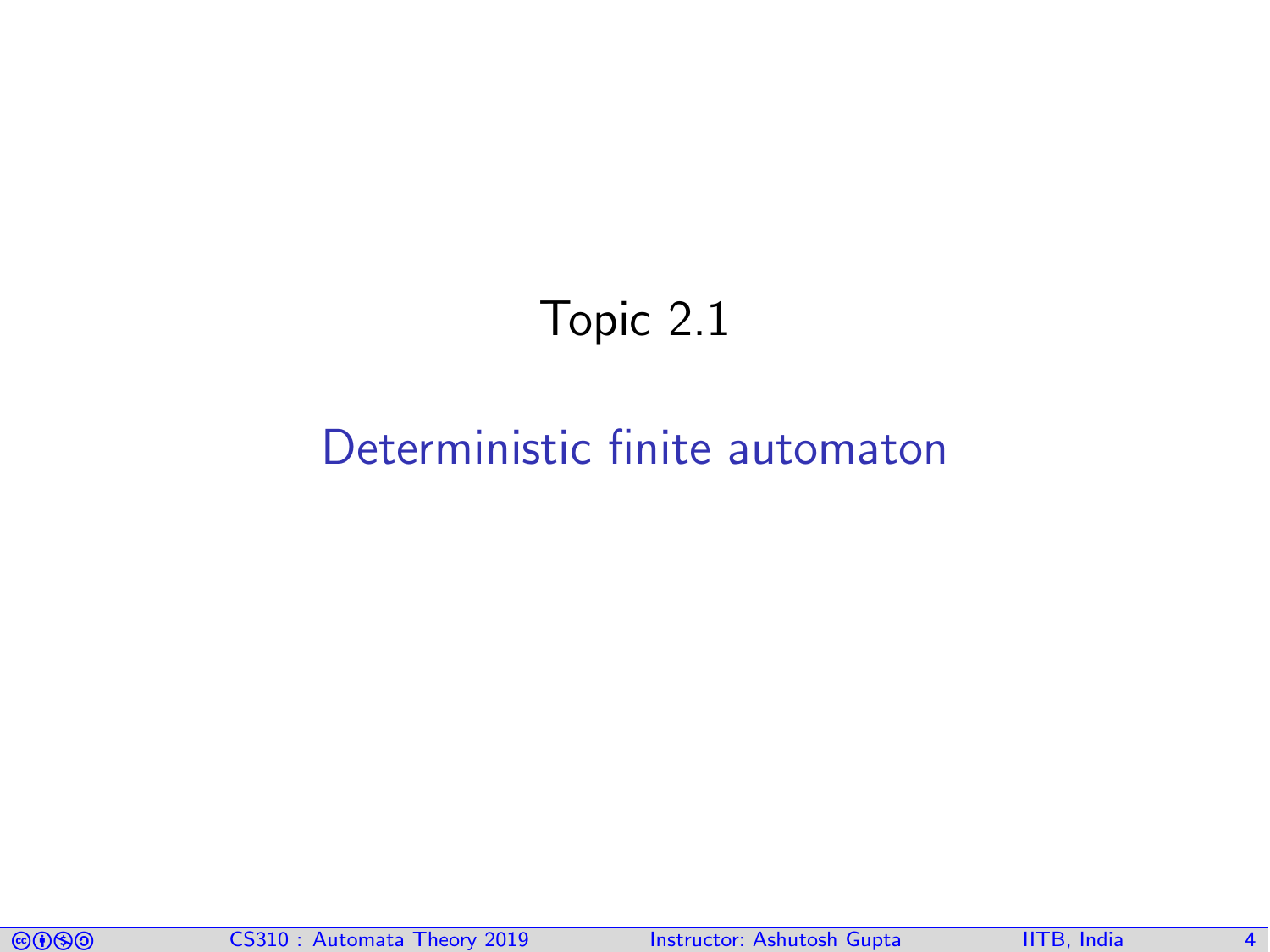# Topic 2.1

## Deterministic finite automaton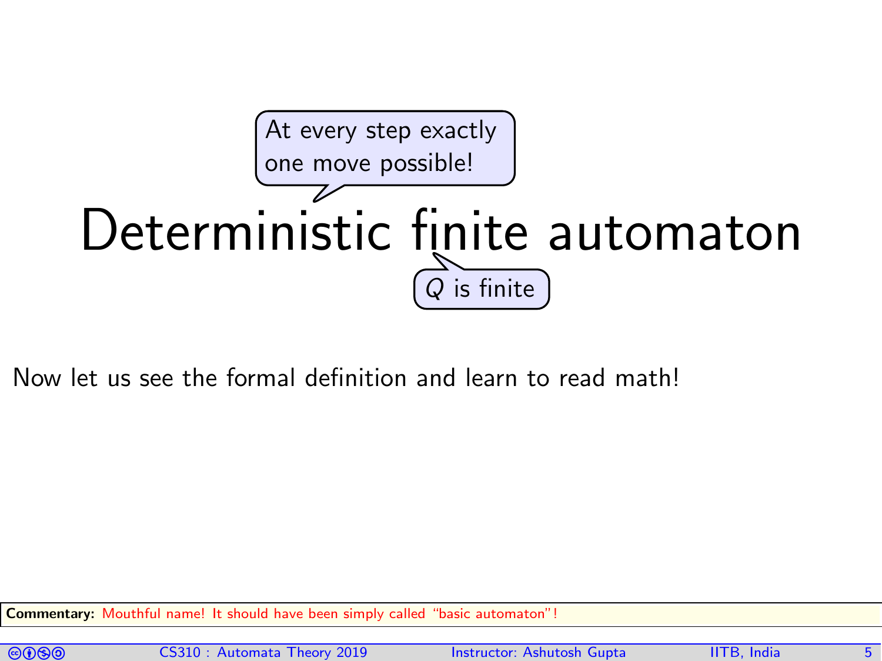At every step exactly one move possible!

# Deterministic finite automaton

$Q$ is finite

Now let us see the formal definition and learn to read math!

**Commentary:** Mouthful name! It should have been simply called "basic automaton"!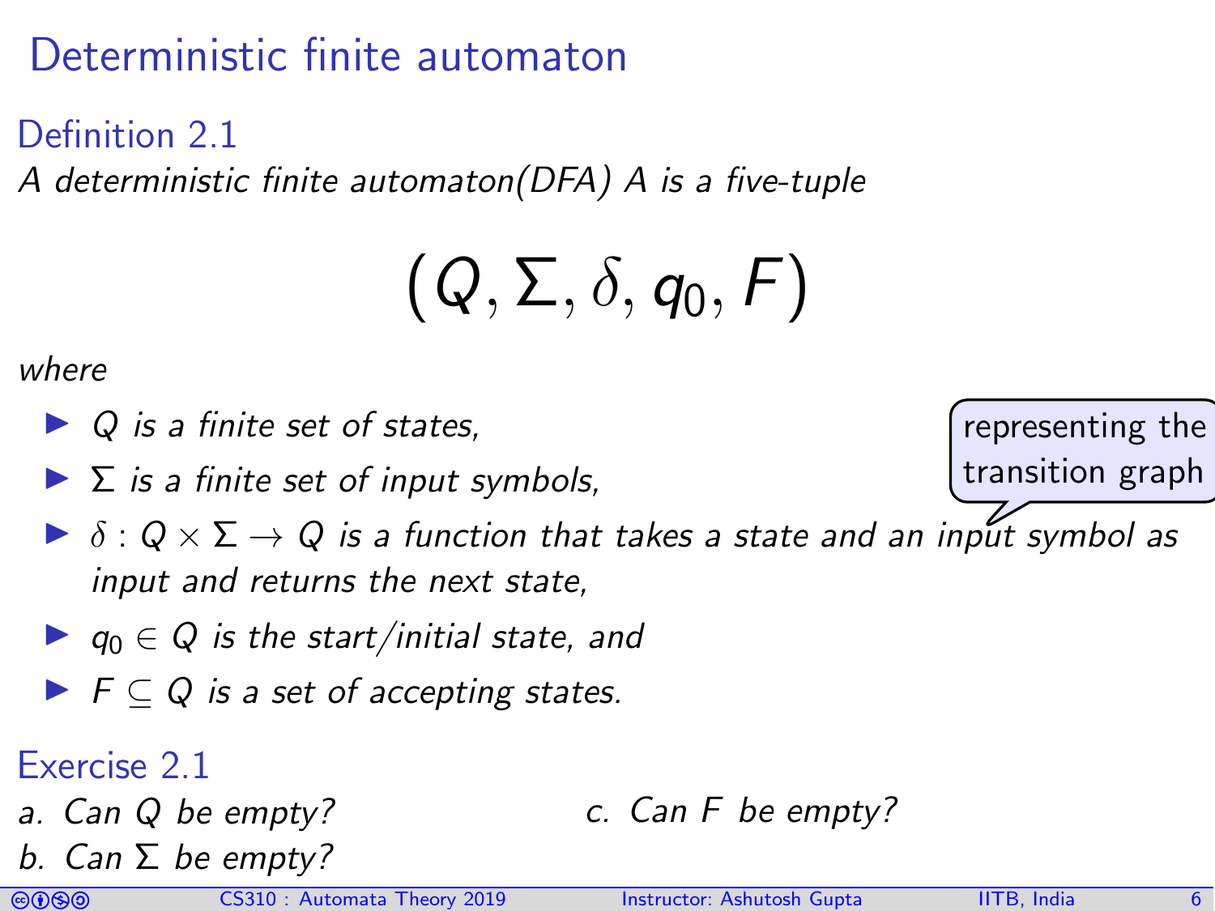# Deterministic finite automaton

## Definition 2.1

*A deterministic finite automaton(DFA) A is a five-tuple*

$$(Q, \Sigma, \delta, q_0, F)$$

*where*

- *$Q$ is a finite set of states,*
- *$\Sigma$ is a finite set of input symbols,*
- *$\delta : Q \times \Sigma \rightarrow Q$ is a function that takes a state and an input symbol as input and returns the next state,*
- *$q_0 \in Q$ is the start/initial state, and*
- *$F \subseteq Q$ is a set of accepting states.*

representing the transition graph

## Exercise 2.1

*a. Can $Q$ be empty?*

*b. Can $\Sigma$ be empty?*

*c. Can $F$ be empty?*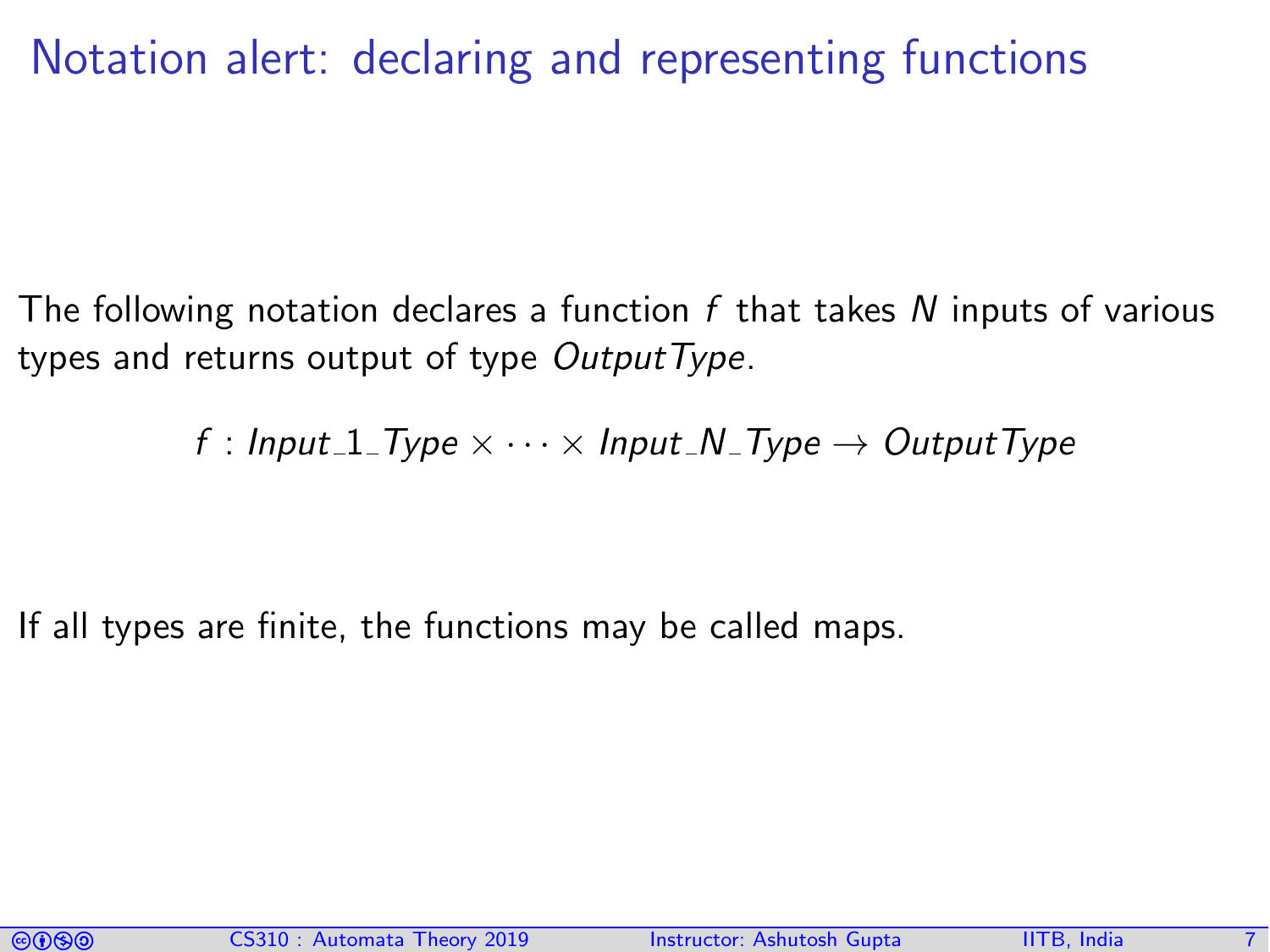# Notation alert: declaring and representing functions

The following notation declares a function $f$ that takes $N$ inputs of various types and returns output of type *OutputType*.

$$f : Input\_1\_Type \times \cdots \times Input\_N\_Type \rightarrow OutputType$$

If all types are finite, the functions may be called maps.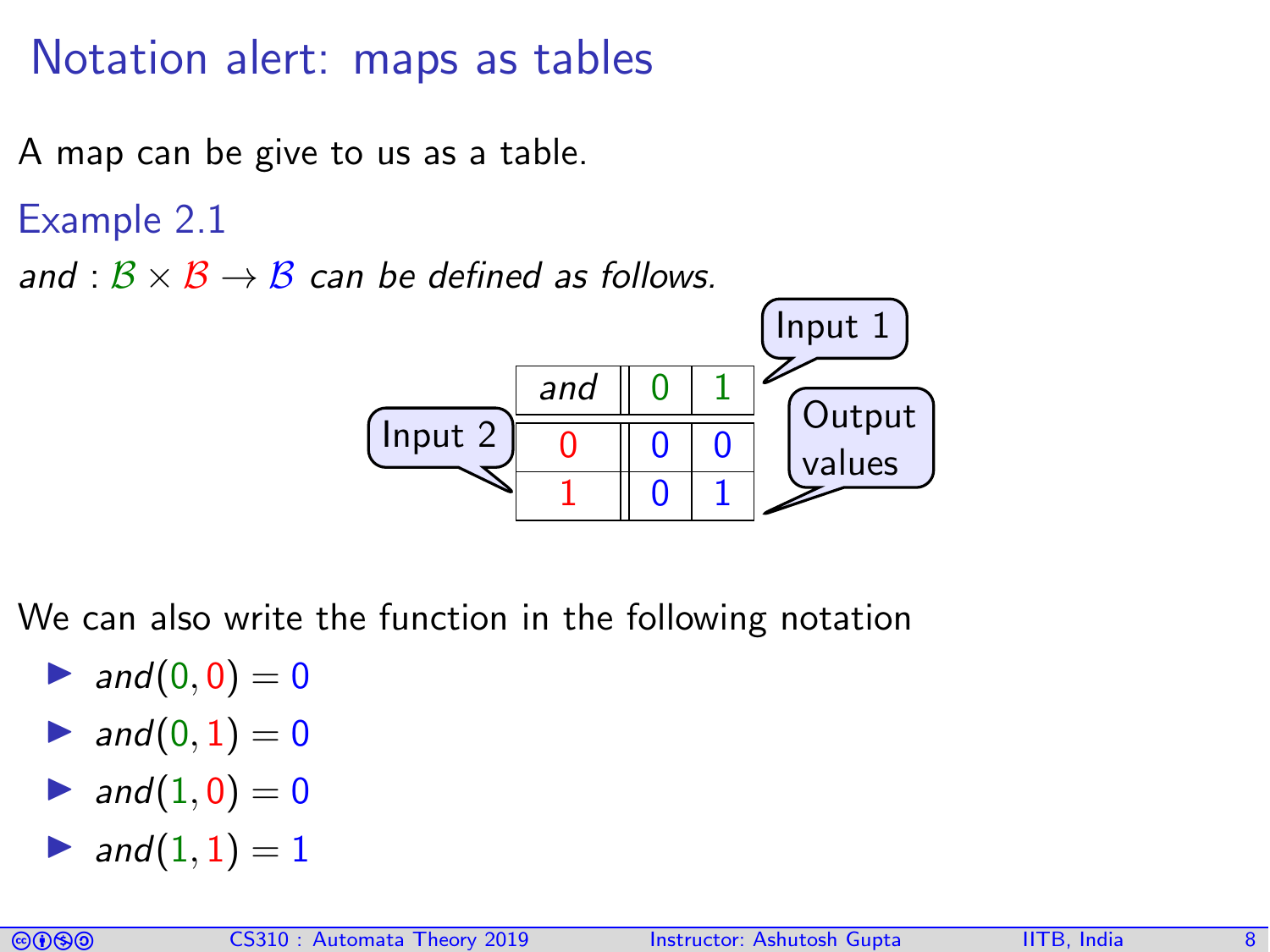# Notation alert: maps as tables

A map can be give to us as a table.

### Example 2.1

*and* : $\mathcal{B} \times \mathcal{B} \to \mathcal{B}$ *can be defined as follows.*

| *and* | 0 | 1 |
|---|---|---|
| 0 | 0 | 0 |
| 1 | 0 | 1 |

Input 1

Input 2

Output values

We can also write the function in the following notation

- $and(0, 0) = 0$
- $and(0, 1) = 0$
- $and(1, 0) = 0$
- $and(1, 1) = 1$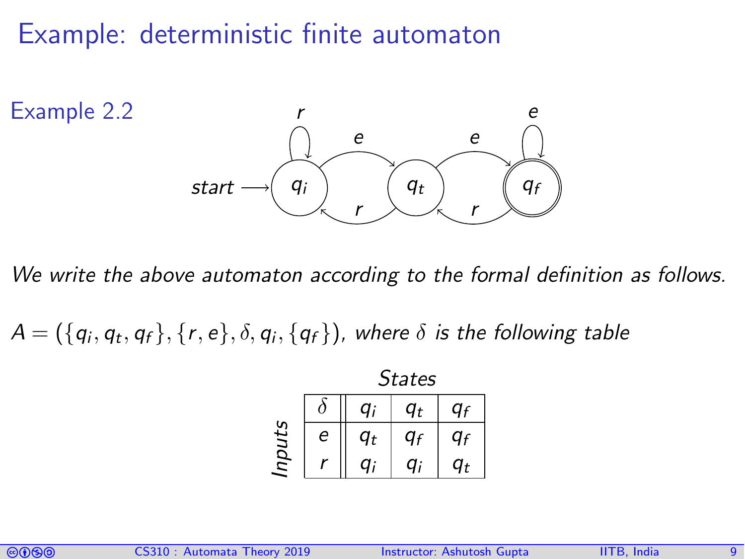# Example: deterministic finite automaton

Example 2.2

*We write the above automaton according to the formal definition as follows.*

$A = (\{q_i, q_t, q_f\}, \{r, e\}, \delta, q_i, \{q_f\})$, *where* $\delta$ *is the following table*

States

| $\delta$ | $q_i$ | $q_t$ | $q_f$ |
|---|---|---|---|
| $e$ | $q_t$ | $q_f$ | $q_f$ |
| $r$ | $q_i$ | $q_i$ | $q_t$ |

Inputs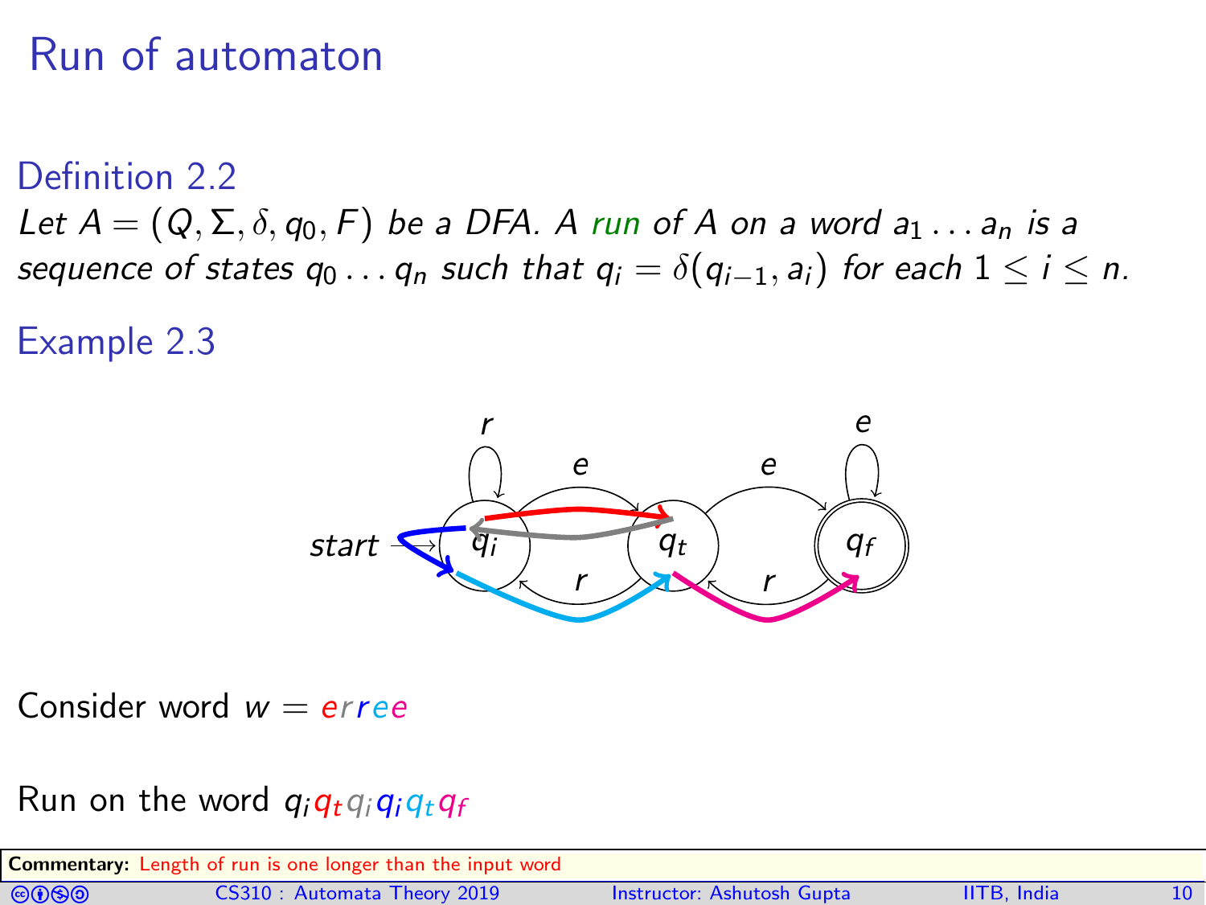# Run of automaton

### Definition 2.2

*Let $A = (Q, \Sigma, \delta, q_0, F)$ be a DFA. A run of A on a word $a_1 \dots a_n$ is a sequence of states $q_0 \dots q_n$ such that $q_i = \delta(q_{i-1}, a_i)$ for each $1 \leq i \leq n$.*

### Example 2.3

Consider word $w = erree$

Run on the word $q_i q_t q_i q_i q_t q_f$

**Commentary:** Length of run is one longer than the input word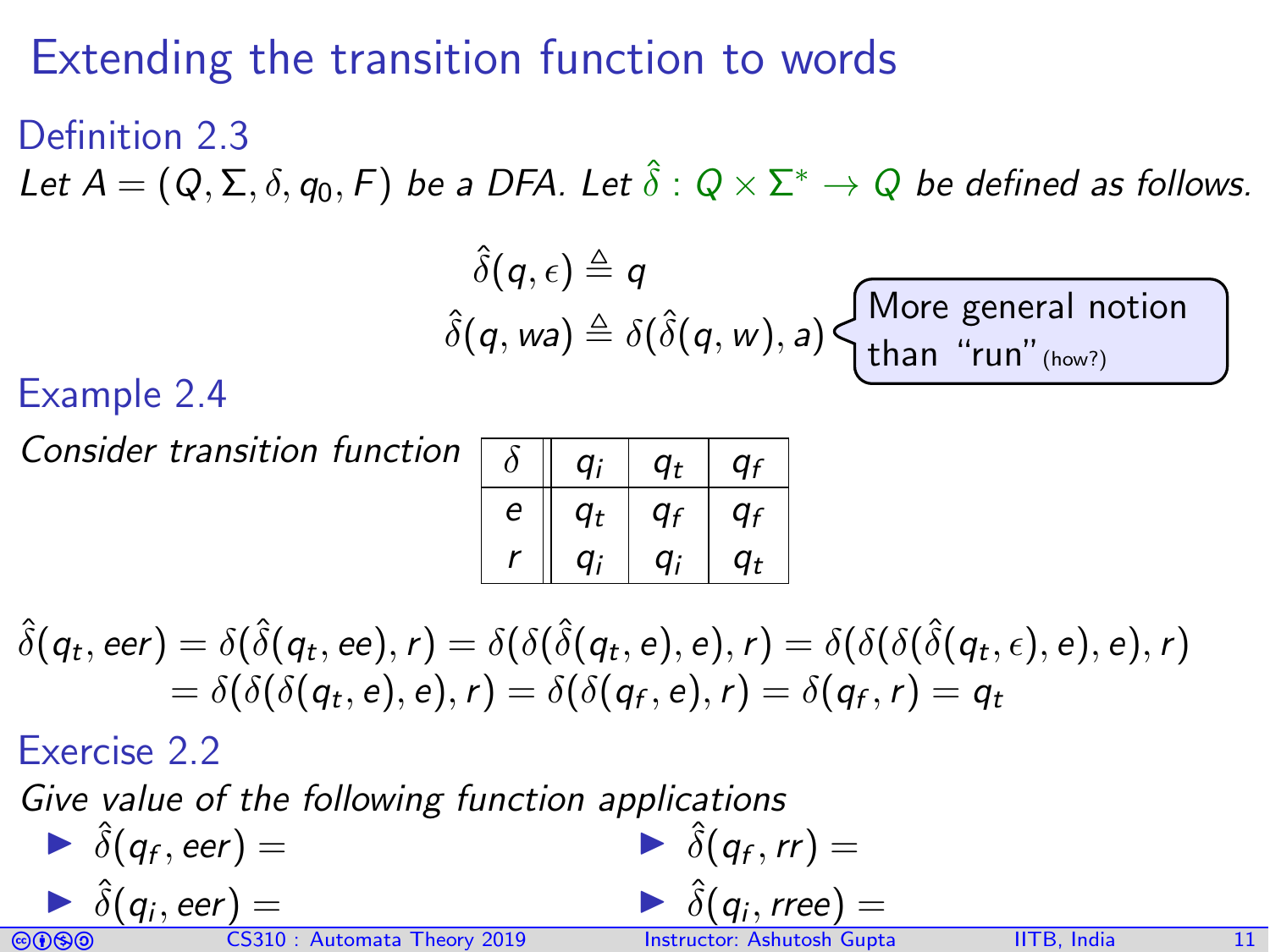# Extending the transition function to words

### Definition 2.3

*Let $A = (Q, \Sigma, \delta, q_0, F)$ be a DFA. Let $\hat{\delta} : Q \times \Sigma^* \to Q$ be defined as follows.*

$$\hat{\delta}(q, \epsilon) \triangleq q$$

$$\hat{\delta}(q, wa) \triangleq \delta(\hat{\delta}(q, w), a)$$

More general notion than "run" (how?)

### Example 2.4

*Consider transition function*

| $\delta$ | $q_i$ | $q_t$ | $q_f$ |
|---|---|---|---|
| $e$ | $q_t$ | $q_f$ | $q_f$ |
| $r$ | $q_i$ | $q_i$ | $q_t$ |

$$\hat{\delta}(q_t, eer) = \delta(\hat{\delta}(q_t, ee), r) = \delta(\delta(\hat{\delta}(q_t, e), e), r) = \delta(\delta(\delta(\hat{\delta}(q_t, \epsilon), e), e), r)$$
$$= \delta(\delta(\delta(q_t, e), e), r) = \delta(\delta(q_f, e), r) = \delta(q_f, r) = q_t$$

### Exercise 2.2

*Give value of the following function applications*

- $\hat{\delta}(q_f, eer) =$
- $\hat{\delta}(q_i, eer) =$
- $\hat{\delta}(q_f, rr) =$
- $\hat{\delta}(q_i, rree) =$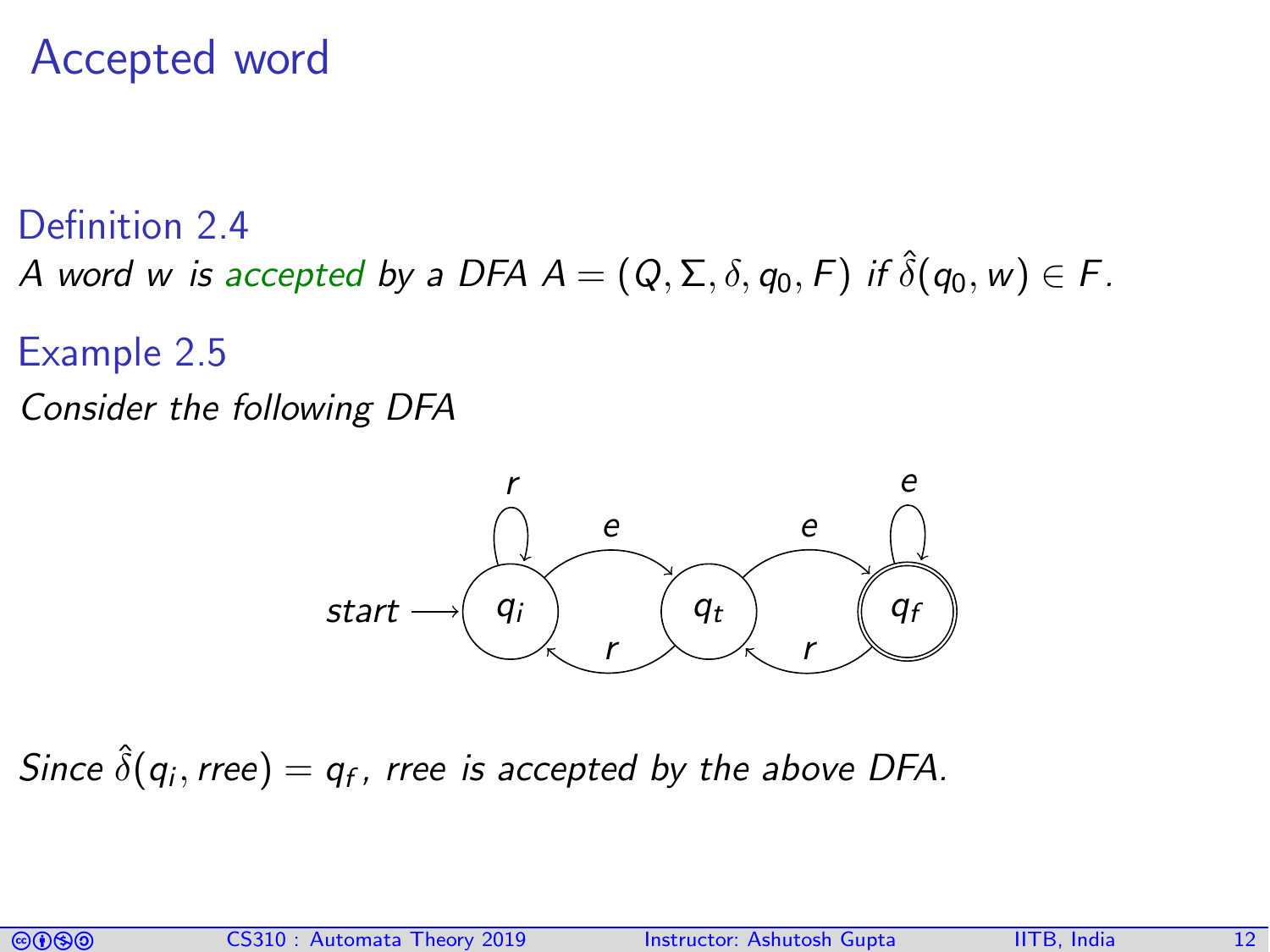# Accepted word

**Definition 2.4**

*A word $w$ is accepted by a DFA $A = (Q, \Sigma, \delta, q_0, F)$ if $\hat{\delta}(q_0, w) \in F$.*

**Example 2.5**

*Consider the following DFA*

*Since $\hat{\delta}(q_i, rree) = q_f$, rree is accepted by the above DFA.*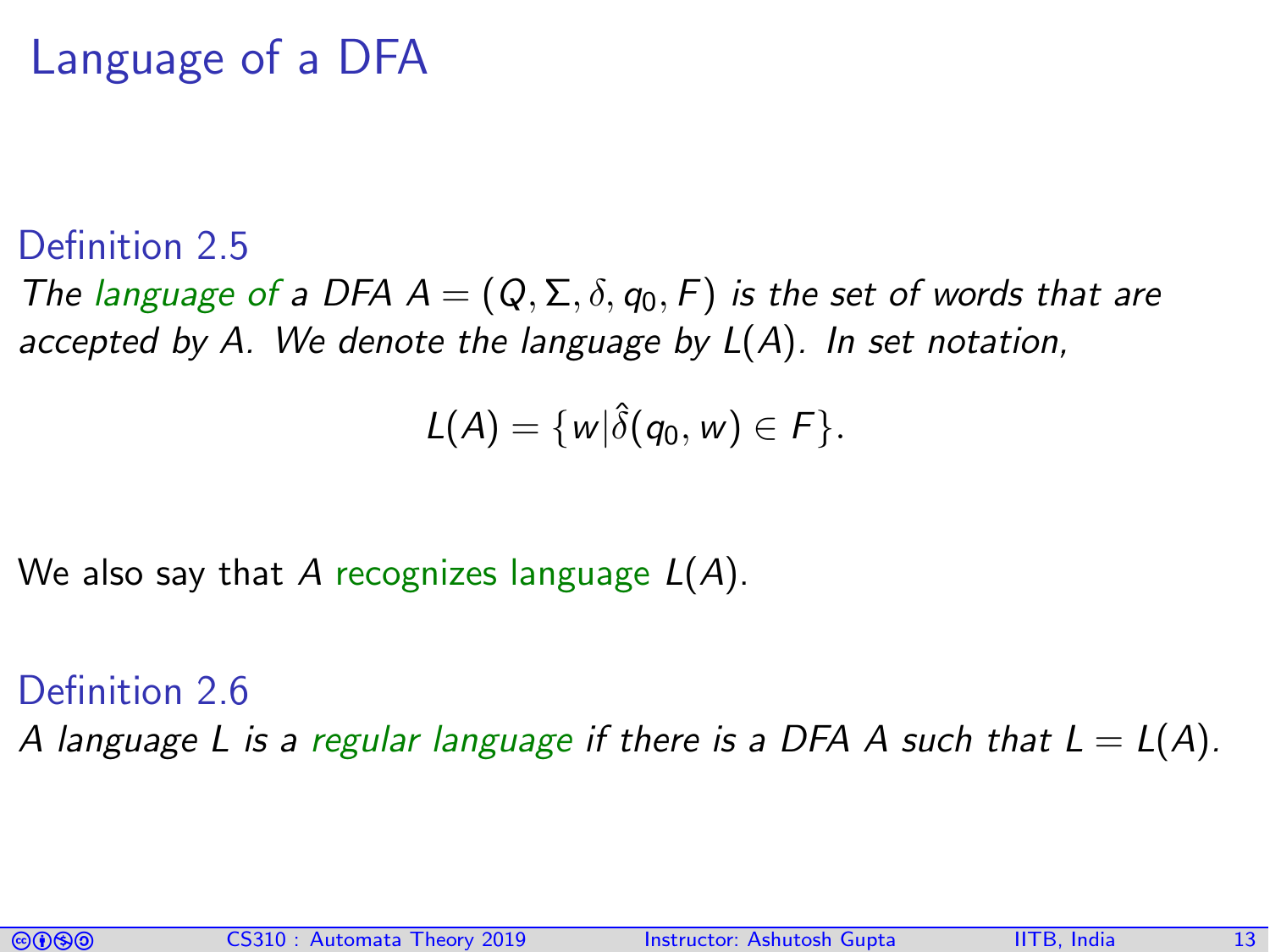# Language of a DFA

**Definition 2.5**

*The language of a DFA $A = (Q, \Sigma, \delta, q_0, F)$ is the set of words that are accepted by $A$. We denote the language by $L(A)$. In set notation,*

$$L(A) = \{w | \hat{\delta}(q_0, w) \in F\}.$$

We also say that $A$ recognizes language $L(A)$.

**Definition 2.6**

*A language $L$ is a regular language if there is a DFA $A$ such that $L = L(A)$.*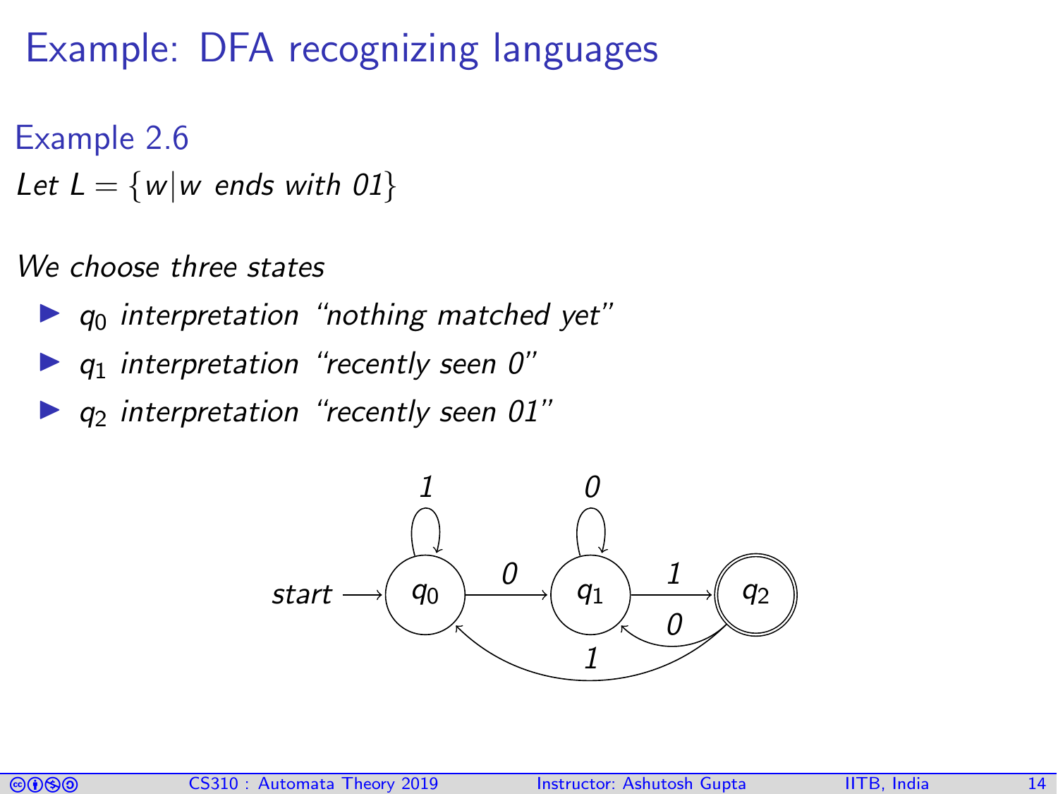# Example: DFA recognizing languages

## Example 2.6

*Let* $L = \{w | w \text{ ends with } 01\}$

*We choose three states*

- $q_0$ *interpretation "nothing matched yet"*
- $q_1$ *interpretation "recently seen 0"*
- $q_2$ *interpretation "recently seen 01"*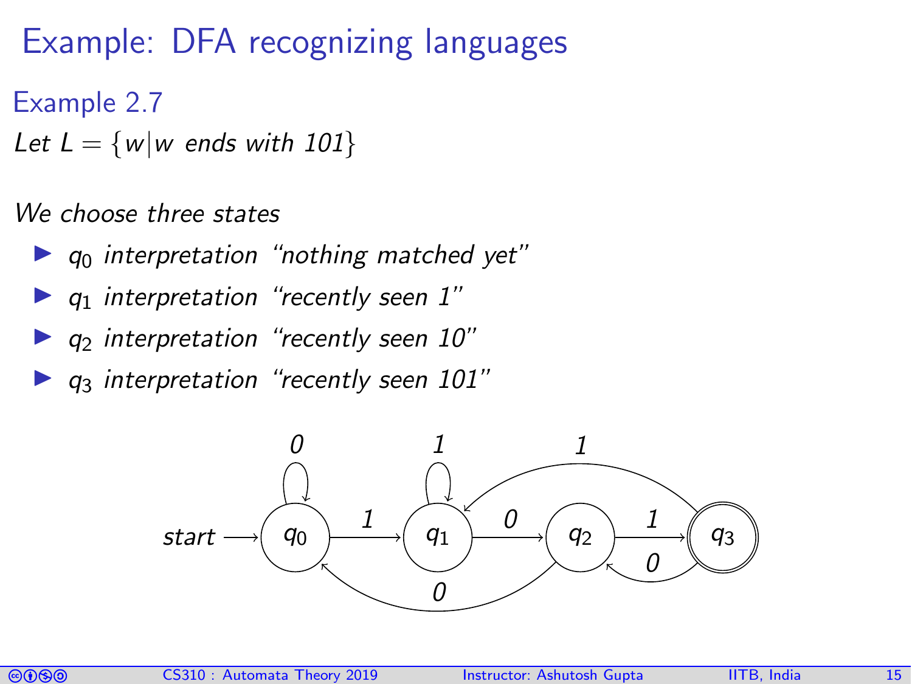# Example: DFA recognizing languages

## Example 2.7

*Let $L = \{w | w \text{ ends with } 101\}$*

*We choose three states*

- $q_0$ *interpretation "nothing matched yet"*
- $q_1$ *interpretation "recently seen 1"*
- $q_2$ *interpretation "recently seen 10"*
- $q_3$ *interpretation "recently seen 101"*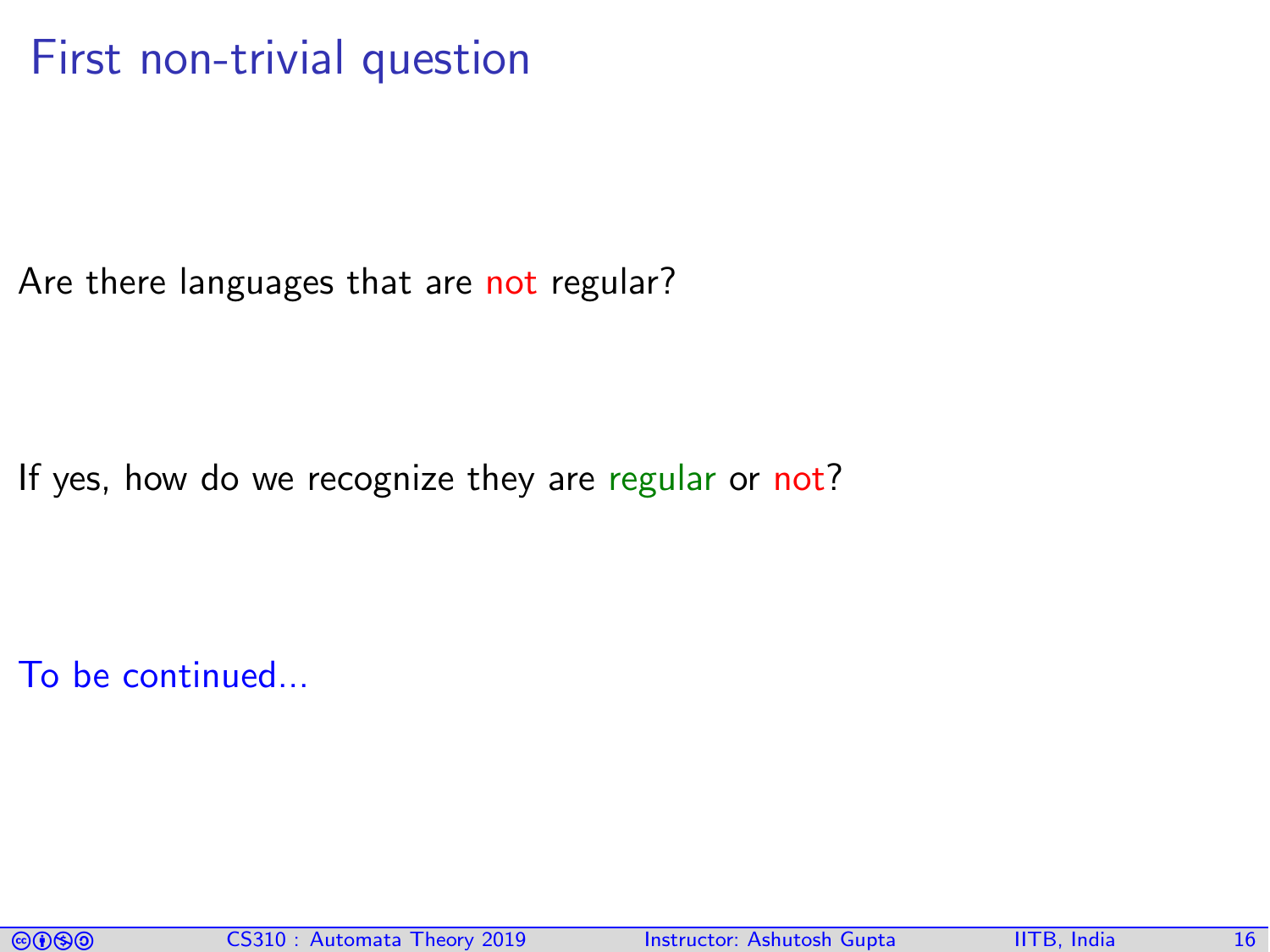# First non-trivial question

Are there languages that are not regular?

If yes, how do we recognize they are regular or not?

To be continued...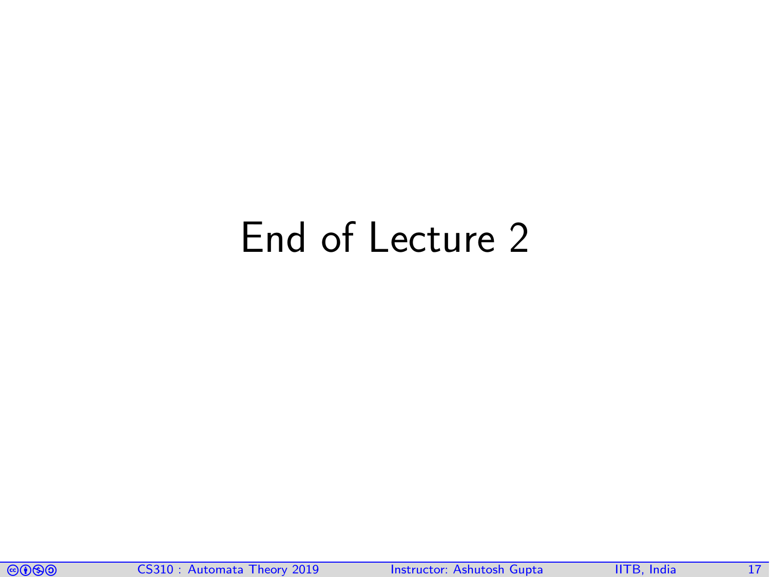# End of Lecture 2